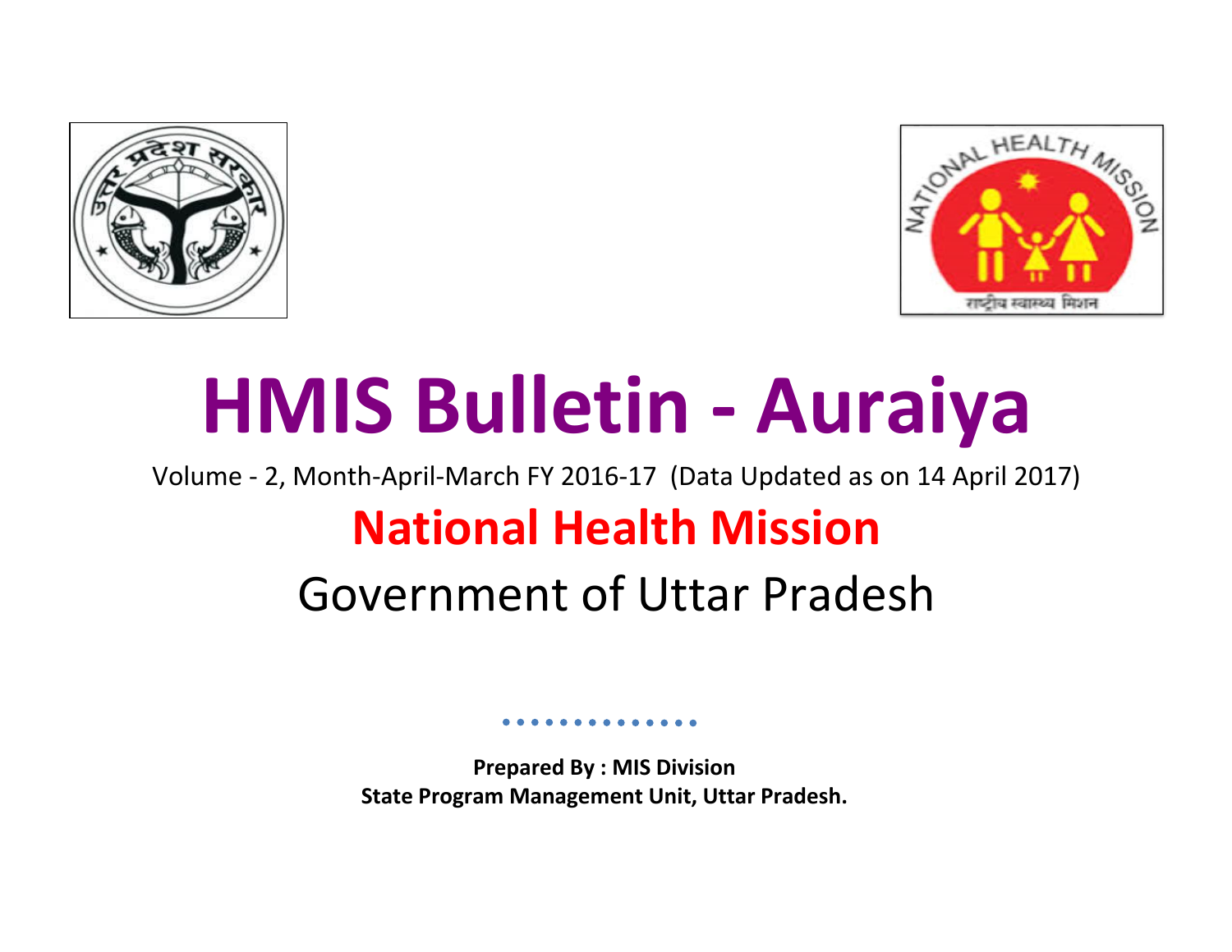# HMIS Bulletin - Auraiya

Volume - 2, Month-April-March FY 2016-17 (Data Updated as on 14 April 2017)

## National Health Mission

## Government of Uttar Pradesh

**Prepared By : MIS Division**
**State Program Management Unit, Uttar Pradesh.**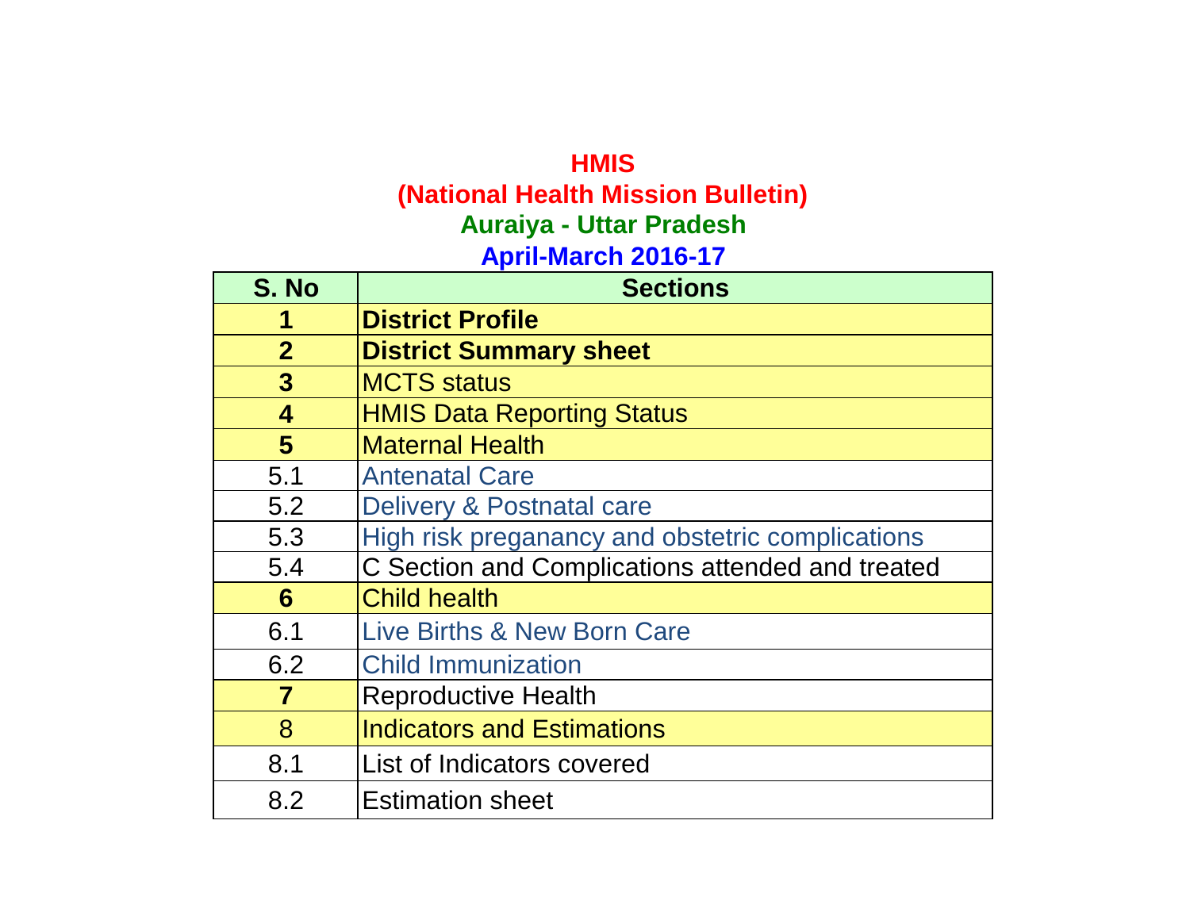# HMIS

## (National Health Mission Bulletin)

## Auraiya - Uttar Pradesh

## April-March 2016-17

| S. No | Sections |
|---|---|
| **1** | **District Profile** |
| **2** | **District Summary sheet** |
| **3** | MCTS status |
| **4** | HMIS Data Reporting Status |
| **5** | Maternal Health |
| 5.1 | Antenatal Care |
| 5.2 | Delivery & Postnatal care |
| 5.3 | High risk preganancy and obstetric complications |
| 5.4 | C Section and Complications attended and treated |
| **6** | Child health |
| 6.1 | Live Births & New Born Care |
| 6.2 | Child Immunization |
| **7** | Reproductive Health |
| 8 | Indicators and Estimations |
| 8.1 | List of Indicators covered |
| 8.2 | Estimation sheet |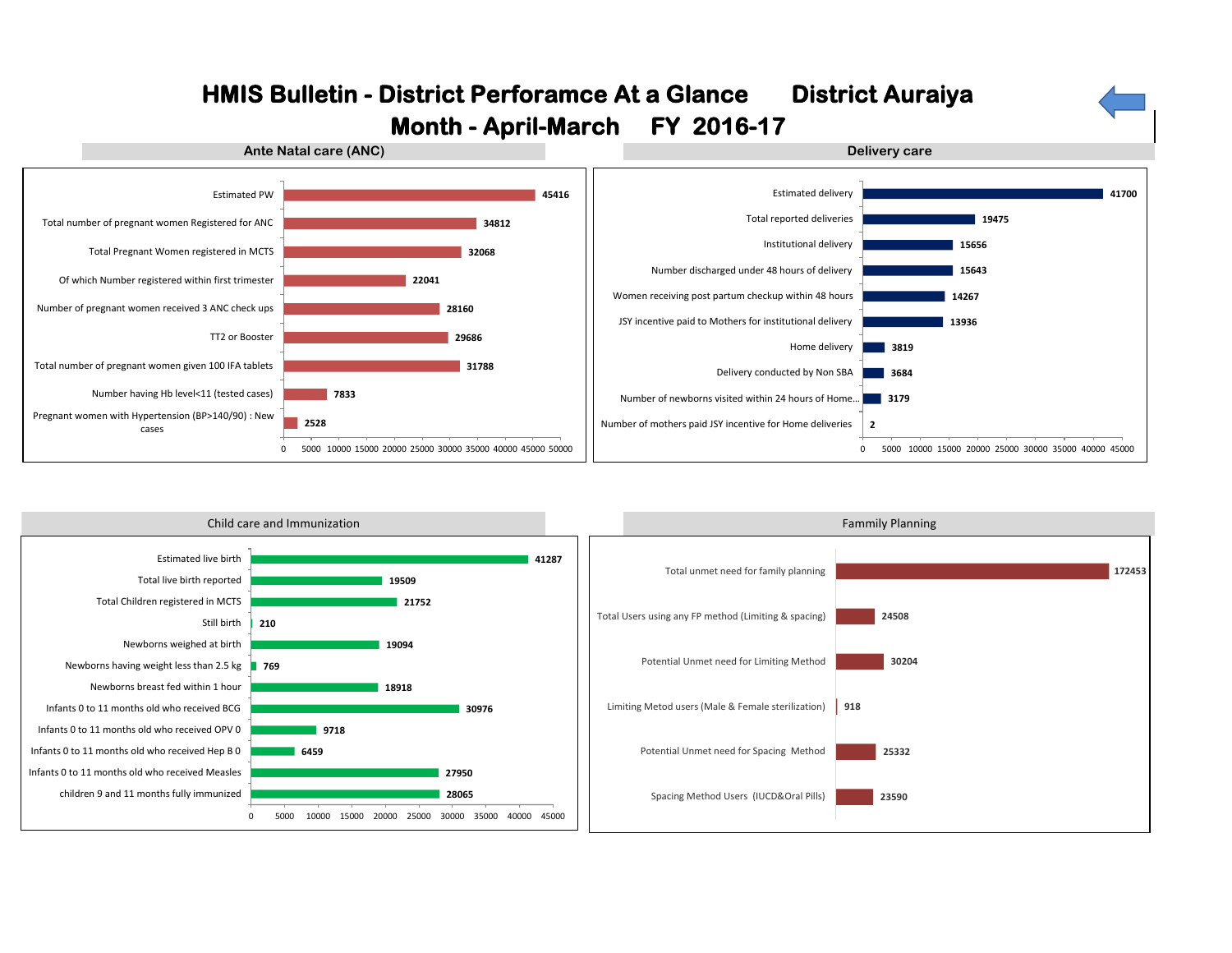# HMIS Bulletin - District Perforamce At a Glance District Auraiya

## Month - April-March FY 2016-17

### Ante Natal care (ANC)

| Indicator | Value |
| --- | --- |
| Estimated PW | 45416 |
| Total number of pregnant women Registered for ANC | 34812 |
| Total Pregnant Women registered in MCTS | 32068 |
| Of which Number registered within first trimester | 22041 |
| Number of pregnant women received 3 ANC check ups | 28160 |
| TT2 or Booster | 29686 |
| Total number of pregnant women given 100 IFA tablets | 31788 |
| Number having Hb level<11 (tested cases) | 7833 |
| Pregnant women with Hypertension (BP>140/90) : New cases | 2528 |

### Delivery care

| Indicator | Value |
| --- | --- |
| Estimated delivery | 41700 |
| Total reported deliveries | 19475 |
| Institutional delivery | 15656 |
| Number discharged under 48 hours of delivery | 15643 |
| Women receiving post partum checkup within 48 hours | 14267 |
| JSY incentive paid to Mothers for institutional delivery | 13936 |
| Home delivery | 3819 |
| Delivery conducted by Non SBA | 3684 |
| Number of newborns visited within 24 hours of Home... | 3179 |
| Number of mothers paid JSY incentive for Home deliveries | 2 |

### Child care and Immunization

| Indicator | Value |
| --- | --- |
| Estimated live birth | 41287 |
| Total live birth reported | 19509 |
| Total Children registered in MCTS | 21752 |
| Still birth | 210 |
| Newborns weighed at birth | 19094 |
| Newborns having weight less than 2.5 kg | 769 |
| Newborns breast fed within 1 hour | 18918 |
| Infants 0 to 11 months old who received BCG | 30976 |
| Infants 0 to 11 months old who received OPV 0 | 9718 |
| Infants 0 to 11 months old who received Hep B 0 | 6459 |
| Infants 0 to 11 months old who received Measles | 27950 |
| children 9 and 11 months fully immunized | 28065 |

### Fammily Planning

| Indicator | Value |
| --- | --- |
| Total unmet need for family planning | 172453 |
| Total Users using any FP method (Limiting & spacing) | 24508 |
| Potential Unmet need for Limiting Method | 30204 |
| Limiting Metod users (Male & Female sterilization) | 918 |
| Potential Unmet need for Spacing Method | 25332 |
| Spacing Method Users (IUCD&Oral Pills) | 23590 |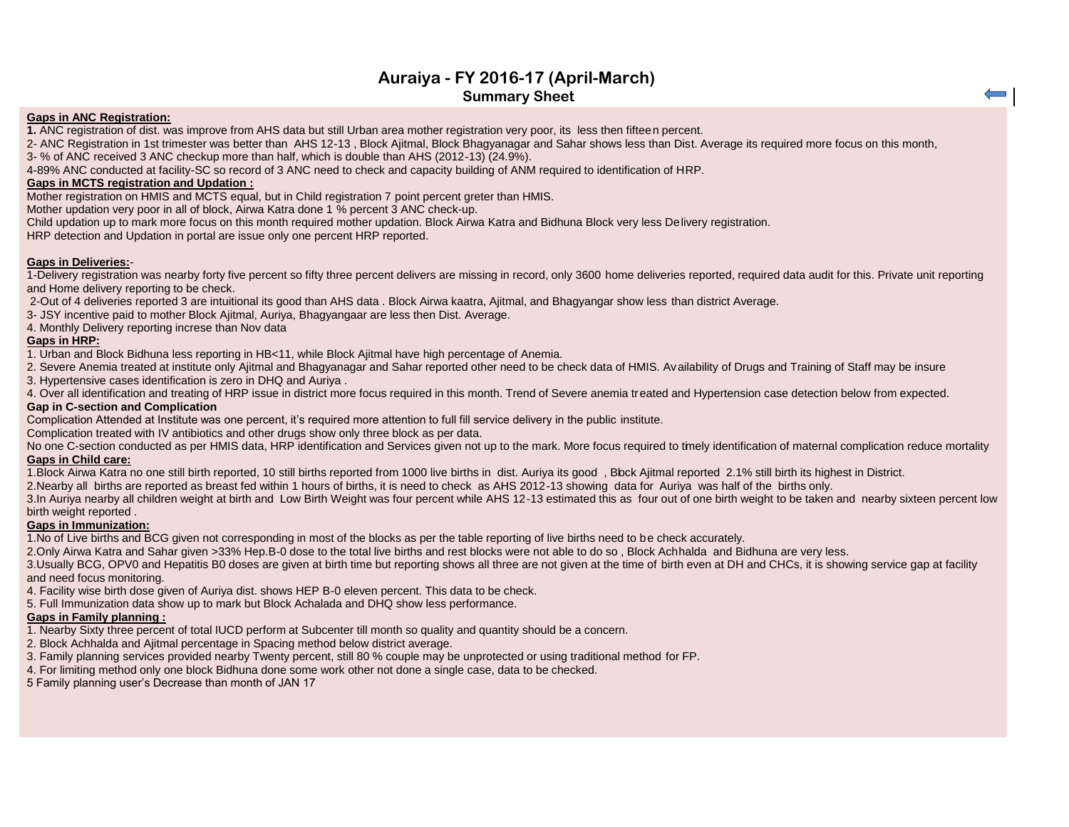# Auraiya - FY 2016-17 (April-March)

## Summary Sheet

**Gaps in ANC Registration:**

**1.** ANC registration of dist. was improve from AHS data but still Urban area mother registration very poor, its less then fifteen percent.

2- ANC Registration in 1st trimester was better than AHS 12-13 , Block Ajitmal, Block Bhagyanagar and Sahar shows less than Dist. Average its required more focus on this month,

3- % of ANC received 3 ANC checkup more than half, which is double than AHS (2012-13) (24.9%).

4-89% ANC conducted at facility-SC so record of 3 ANC need to check and capacity building of ANM required to identification of HRP.

**Gaps in MCTS registration and Updation :**

Mother registration on HMIS and MCTS equal, but in Child registration 7 point percent greter than HMIS.

Mother updation very poor in all of block, Airwa Katra done 1 % percent 3 ANC check-up.

Child updation up to mark more focus on this month required mother updation. Block Airwa Katra and Bidhuna Block very less Delivery registration.

HRP detection and Updation in portal are issue only one percent HRP reported.

**Gaps in Deliveries:**-

1-Delivery registration was nearby forty five percent so fifty three percent delivers are missing in record, only 3600 home deliveries reported, required data audit for this. Private unit reporting and Home delivery reporting to be check.

2-Out of 4 deliveries reported 3 are intuitional its good than AHS data . Block Airwa kaatra, Ajitmal, and Bhagyangar show less than district Average.

3- JSY incentive paid to mother Block Ajitmal, Auriya, Bhagyangaar are less then Dist. Average.

4. Monthly Delivery reporting increse than Nov data

**Gaps in HRP:**

1. Urban and Block Bidhuna less reporting in HB<11, while Block Ajitmal have high percentage of Anemia.

2. Severe Anemia treated at institute only Ajitmal and Bhagyanagar and Sahar reported other need to be check data of HMIS. Availability of Drugs and Training of Staff may be insure

3. Hypertensive cases identification is zero in DHQ and Auriya .

4. Over all identification and treating of HRP issue in district more focus required in this month. Trend of Severe anemia treated and Hypertension case detection below from expected.

**Gap in C-section and Complication**

Complication Attended at Institute was one percent, it's required more attention to full fill service delivery in the public institute.

Complication treated with IV antibiotics and other drugs show only three block as per data.

No one C-section conducted as per HMIS data, HRP identification and Services given not up to the mark. More focus required to timely identification of maternal complication reduce mortality

**Gaps in Child care:**

1.Block Airwa Katra no one still birth reported, 10 still births reported from 1000 live births in dist. Auriya its good , Block Ajitmal reported 2.1% still birth its highest in District.

2.Nearby all births are reported as breast fed within 1 hours of births, it is need to check as AHS 2012-13 showing data for Auriya was half of the births only.

3.In Auriya nearby all children weight at birth and Low Birth Weight was four percent while AHS 12-13 estimated this as four out of one birth weight to be taken and nearby sixteen percent low birth weight reported .

**Gaps in Immunization:**

1.No of Live births and BCG given not corresponding in most of the blocks as per the table reporting of live births need to be check accurately.

2.Only Airwa Katra and Sahar given >33% Hep.B-0 dose to the total live births and rest blocks were not able to do so , Block Achhalda and Bidhuna are very less.

3.Usually BCG, OPV0 and Hepatitis B0 doses are given at birth time but reporting shows all three are not given at the time of birth even at DH and CHCs, it is showing service gap at facility and need focus monitoring.

4. Facility wise birth dose given of Auriya dist. shows HEP B-0 eleven percent. This data to be check.

5. Full Immunization data show up to mark but Block Achalada and DHQ show less performance.

**Gaps in Family planning :**

1. Nearby Sixty three percent of total IUCD perform at Subcenter till month so quality and quantity should be a concern.

2. Block Achhalda and Ajitmal percentage in Spacing method below district average.

3. Family planning services provided nearby Twenty percent, still 80 % couple may be unprotected or using traditional method for FP.

4. For limiting method only one block Bidhuna done some work other not done a single case, data to be checked.

5 Family planning user's Decrease than month of JAN 17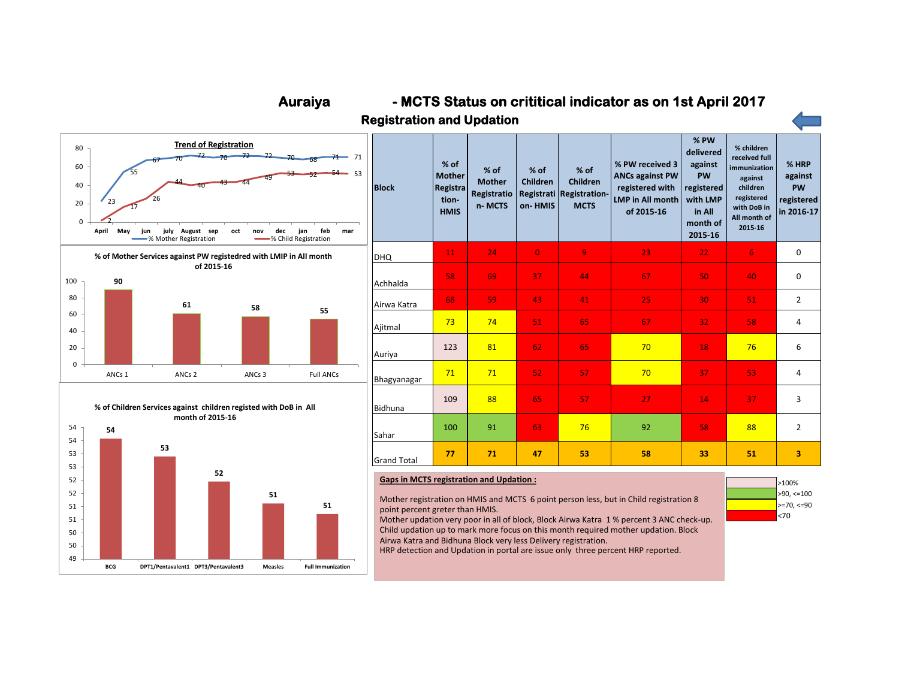# Auraiya - MCTS Status on crititical indicator as on 1st April 2017

## Registration and Updation

**Trend of Registration**

| | April | May | jun | july | August | sep | oct | nov | dec | jan | feb | mar |
|---|---|---|---|---|---|---|---|---|---|---|---|---|
| % Mother Registration | 23 | 55 | 67 | 70 | 72 | 70 | 72 | 72 | 70 | 68 | 71 | 71 |
| % Child Registration | 2 | 17 | 26 | 44 | 40 | 43 | 44 | 49 | 53 | 52 | 54 | 53 |

**% of Mother Services against PW registedred with LMIP in All month of 2015-16**

| ANCs 1 | ANCs 2 | ANCs 3 | Full ANCs |
|---|---|---|---|
| 90 | 61 | 58 | 55 |

**% of Children Services against children registed with DoB in All month of 2015-16**

| BCG | DPT1/Pentavalent1 | DPT3/Pentavalent3 | Measles | Full Immunization |
|---|---|---|---|---|
| 54 | 53 | 52 | 51 | 51 |

| Block | % of Mother Registration- HMIS | % of Mother Registration- MCTS | % of Children Registration- HMIS | % of Children Registration- MCTS | % PW received 3 ANCs against PW registered with LMP in All month of 2015-16 | % PW delivered against PW registered with LMP in All month of 2015-16 | % children received full immunization against children registered with DoB in All month of 2015-16 | % HRP against PW registered in 2016-17 |
|---|---|---|---|---|---|---|---|---|
| DHQ | 11 | 24 | 0 | 9 | 23 | 22 | 6 | 0 |
| Achhalda | 58 | 69 | 37 | 44 | 67 | 50 | 40 | 0 |
| Airwa Katra | 68 | 59 | 43 | 41 | 25 | 30 | 51 | 2 |
| Ajitmal | 73 | 74 | 51 | 65 | 67 | 32 | 58 | 4 |
| Auriya | 123 | 81 | 62 | 65 | 70 | 18 | 76 | 6 |
| Bhagyanagar | 71 | 71 | 52 | 57 | 70 | 37 | 53 | 4 |
| Bidhuna | 109 | 88 | 65 | 57 | 27 | 14 | 37 | 3 |
| Sahar | 100 | 91 | 63 | 76 | 92 | 58 | 88 | 2 |
| **Grand Total** | **77** | **71** | **47** | **53** | **58** | **33** | **51** | **3** |

**Gaps in MCTS registration and Updation :**

Mother registration on HMIS and MCTS 6 point person less, but in Child registration 8 point percent greter than HMIS.
Mother updation very poor in all of block, Block Airwa Katra 1 % percent 3 ANC check-up.
Child updation up to mark more focus on this month required mother updation. Block Airwa Katra and Bidhuna Block very less Delivery registration.
HRP detection and Updation in portal are issue only three percent HRP reported.

Legend:
- >100%
- >90, <=100
- >=70, <=90
- <70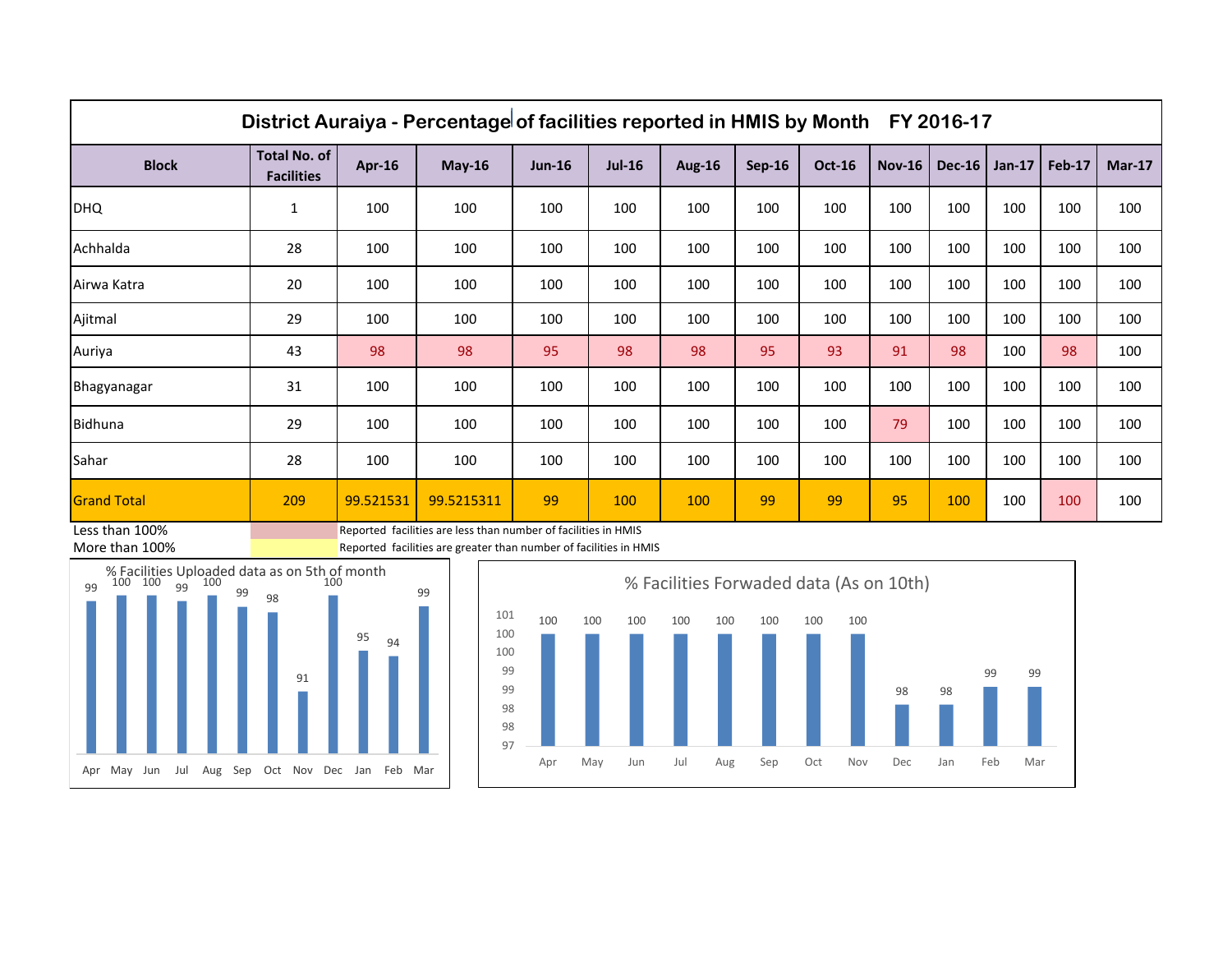## District Auraiya - Percentage of facilities reported in HMIS by Month FY 2016-17

| Block | Total No. of Facilities | Apr-16 | May-16 | Jun-16 | Jul-16 | Aug-16 | Sep-16 | Oct-16 | Nov-16 | Dec-16 | Jan-17 | Feb-17 | Mar-17 |
|---|---|---|---|---|---|---|---|---|---|---|---|---|---|
| DHQ | 1 | 100 | 100 | 100 | 100 | 100 | 100 | 100 | 100 | 100 | 100 | 100 | 100 |
| Achhalda | 28 | 100 | 100 | 100 | 100 | 100 | 100 | 100 | 100 | 100 | 100 | 100 | 100 |
| Airwa Katra | 20 | 100 | 100 | 100 | 100 | 100 | 100 | 100 | 100 | 100 | 100 | 100 | 100 |
| Ajitmal | 29 | 100 | 100 | 100 | 100 | 100 | 100 | 100 | 100 | 100 | 100 | 100 | 100 |
| Auriya | 43 | 98 | 98 | 95 | 98 | 98 | 95 | 93 | 91 | 98 | 100 | 98 | 100 |
| Bhagyanagar | 31 | 100 | 100 | 100 | 100 | 100 | 100 | 100 | 100 | 100 | 100 | 100 | 100 |
| Bidhuna | 29 | 100 | 100 | 100 | 100 | 100 | 100 | 100 | 79 | 100 | 100 | 100 | 100 |
| Sahar | 28 | 100 | 100 | 100 | 100 | 100 | 100 | 100 | 100 | 100 | 100 | 100 | 100 |
| Grand Total | 209 | 99.521531 | 99.5215311 | 99 | 100 | 100 | 99 | 99 | 95 | 100 | 100 | 100 | 100 |

| Legend | Description |
|---|---|
| Less than 100% | Reported facilities are less than number of facilities in HMIS |
| More than 100% | Reported facilities are greater than number of facilities in HMIS |

**% Facilities Uploaded data as on 5th of month**

| Apr | May | Jun | Jul | Aug | Sep | Oct | Nov | Dec | Jan | Feb | Mar |
|---|---|---|---|---|---|---|---|---|---|---|---|
| 99 | 100 | 100 | 99 | 100 | 99 | 98 | 91 | 100 | 95 | 94 | 99 |

**% Facilities Forwaded data (As on 10th)**

| Apr | May | Jun | Jul | Aug | Sep | Oct | Nov | Dec | Jan | Feb | Mar |
|---|---|---|---|---|---|---|---|---|---|---|---|
| 100 | 100 | 100 | 100 | 100 | 100 | 100 | 100 | 98 | 98 | 99 | 99 |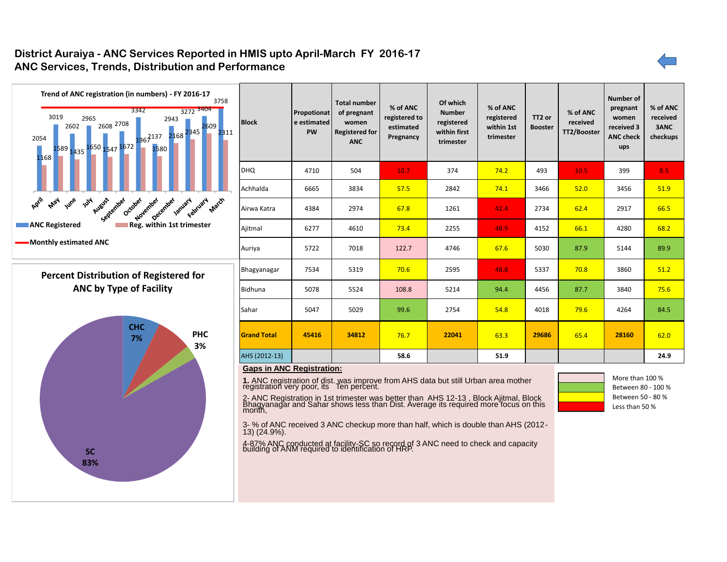# District Auraiya - ANC Services Reported in HMIS upto April-March FY 2016-17

## ANC Services, Trends, Distribution and Performance

**Trend of ANC registration (in numbers) - FY 2016-17**

| Month | ANC Registered | Reg. within 1st trimester |
|---|---|---|
| April | 2054 | 1168 |
| May | 3019 | 1589 |
| June | 2602 | 1435 |
| July | 2965 | 1650 |
| August | 2608 | 1547 |
| September | 2708 | 1672 |
| October | 3342 | 1967 |
| November | 2137 | 1580 |
| December | 2943 | 2168 |
| January | 3272 | 2345 |
| February | 3404 | 2609 |
| March | 3758 | 2311 |

ANC Registered · Reg. within 1st trimester · Monthly estimated ANC

**Percent Distribution of Registered for ANC by Type of Facility**

| Facility | Percent |
|---|---|
| CHC | 7% |
| PHC | 3% |
| SC | 83% |

| Block | Propotionate estimated PW | Total number of pregnant women Registered for ANC | % of ANC registered to estimated Pregnancy | Of which Number registered within first trimester | % of ANC registered within 1st trimester | TT2 or Booster | % of ANC received TT2/Booster | Number of pregnant women received 3 ANC check ups | % of ANC received 3ANC checkups |
|---|---|---|---|---|---|---|---|---|---|
| DHQ | 4710 | 504 | 10.7 | 374 | 74.2 | 493 | 10.5 | 399 | 8.5 |
| Achhalda | 6665 | 3834 | 57.5 | 2842 | 74.1 | 3466 | 52.0 | 3456 | 51.9 |
| Airwa Katra | 4384 | 2974 | 67.8 | 1261 | 42.4 | 2734 | 62.4 | 2917 | 66.5 |
| Ajitmal | 6277 | 4610 | 73.4 | 2255 | 48.9 | 4152 | 66.1 | 4280 | 68.2 |
| Auriya | 5722 | 7018 | 122.7 | 4746 | 67.6 | 5030 | 87.9 | 5144 | 89.9 |
| Bhagyanagar | 7534 | 5319 | 70.6 | 2595 | 48.8 | 5337 | 70.8 | 3860 | 51.2 |
| Bidhuna | 5078 | 5524 | 108.8 | 5214 | 94.4 | 4456 | 87.7 | 3840 | 75.6 |
| Sahar | 5047 | 5029 | 99.6 | 2754 | 54.8 | 4018 | 79.6 | 4264 | 84.5 |
| **Grand Total** | **45416** | **34812** | 76.7 | **22041** | 63.3 | **29686** | 65.4 | **28160** | 62.0 |
| AHS (2012-13) | | | 58.6 | | 51.9 | | | | 24.9 |

**Gaps in ANC Registration:**

**1.** ANC registration of dist. was improve from AHS data but still Urban area mother registration very poor, its  Ten percent.

2- ANC Registration in 1st trimester was better than AHS 12-13 , Block Ajitmal, Block Bhagyanagar and Sahar shows less than Dist. Average its required more focus on this month,

3- % of ANC received 3 ANC checkup more than half, which is double than AHS (2012-13) (24.9%).

4-87% ANC conducted at facility-SC so record of 3 ANC need to check and capacity building of ANM required to identification of HRP.

| Legend | |
|---|---|
| More than 100 % | |
| Between 80 - 100 % | |
| Between 50 - 80 % | |
| Less than 50 % | |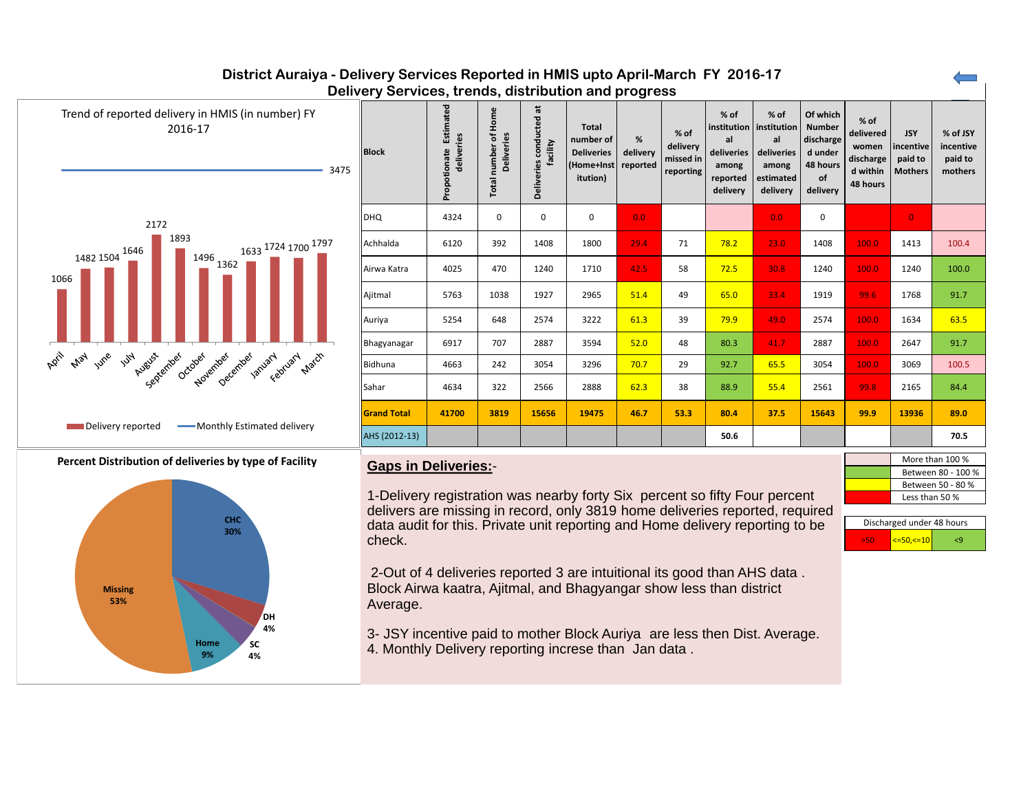# District Auraiya - Delivery Services Reported in HMIS upto April-March FY 2016-17

## Delivery Services, trends, distribution and progress

**Trend of reported delivery in HMIS (in number) FY 2016-17**

| Month | Delivery reported | Monthly Estimated delivery |
|---|---|---|
| April | 1066 | 3475 |
| May | 1482 | 3475 |
| June | 1504 | 3475 |
| July | 1646 | 3475 |
| August | 2172 | 3475 |
| September | 1893 | 3475 |
| October | 1496 | 3475 |
| November | 1362 | 3475 |
| December | 1633 | 3475 |
| January | 1724 | 3475 |
| February | 1700 | 3475 |
| March | 1797 | 3475 |

**Percent Distribution of deliveries by type of Facility**

| Facility | Percent |
|---|---|
| CHC | 30% |
| DH | 4% |
| SC | 4% |
| Home | 9% |
| Missing | 53% |

| Block | Propotionate Estimated deliveries | Total number of Home Deliveries | Deliveries conducted at facility | Total number of Deliveries (Home+Institution) | % delivery reported | % of delivery missed in reporting | % of institutional deliveries among reported delivery | % of institutional deliveries among estimated delivery | Of which Number discharged under 48 hours of delivery | % of delivered women discharged within 48 hours | JSY incentive paid to Mothers | % of JSY incentive paid to mothers |
|---|---|---|---|---|---|---|---|---|---|---|---|---|
| DHQ | 4324 | 0 | 0 | 0 | 0.0 | | | 0.0 | 0 | | 0 | |
| Achhalda | 6120 | 392 | 1408 | 1800 | 29.4 | 71 | 78.2 | 23.0 | 1408 | 100.0 | 1413 | 100.4 |
| Airwa Katra | 4025 | 470 | 1240 | 1710 | 42.5 | 58 | 72.5 | 30.8 | 1240 | 100.0 | 1240 | 100.0 |
| Ajitmal | 5763 | 1038 | 1927 | 2965 | 51.4 | 49 | 65.0 | 33.4 | 1919 | 99.6 | 1768 | 91.7 |
| Auriya | 5254 | 648 | 2574 | 3222 | 61.3 | 39 | 79.9 | 49.0 | 2574 | 100.0 | 1634 | 63.5 |
| Bhagyanagar | 6917 | 707 | 2887 | 3594 | 52.0 | 48 | 80.3 | 41.7 | 2887 | 100.0 | 2647 | 91.7 |
| Bidhuna | 4663 | 242 | 3054 | 3296 | 70.7 | 29 | 92.7 | 65.5 | 3054 | 100.0 | 3069 | 100.5 |
| Sahar | 4634 | 322 | 2566 | 2888 | 62.3 | 38 | 88.9 | 55.4 | 2561 | 99.8 | 2165 | 84.4 |
| **Grand Total** | **41700** | **3819** | **15656** | **19475** | **46.7** | **53.3** | **80.4** | **37.5** | **15643** | **99.9** | **13936** | **89.0** |
| AHS (2012-13) | | | | | | | 50.6 | | | | | 70.5 |

| Legend | |
|---|---|
| More than 100 % | |
| Between 80 - 100 % | |
| Between 50 - 80 % | |
| Less than 50 % | |

| Discharged under 48 hours | | |
|---|---|---|
| >50 | <=50,<=10 | <9 |

## Gaps in Deliveries:-

1-Delivery registration was nearby forty Six percent so fifty Four percent delivers are missing in record, only 3819 home deliveries reported, required data audit for this. Private unit reporting and Home delivery reporting to be check.

2-Out of 4 deliveries reported 3 are intuitional its good than AHS data . Block Airwa kaatra, Ajitmal, and Bhagyangar show less than district Average.

3- JSY incentive paid to mother Block Auriya are less then Dist. Average.
4. Monthly Delivery reporting increse than Jan data .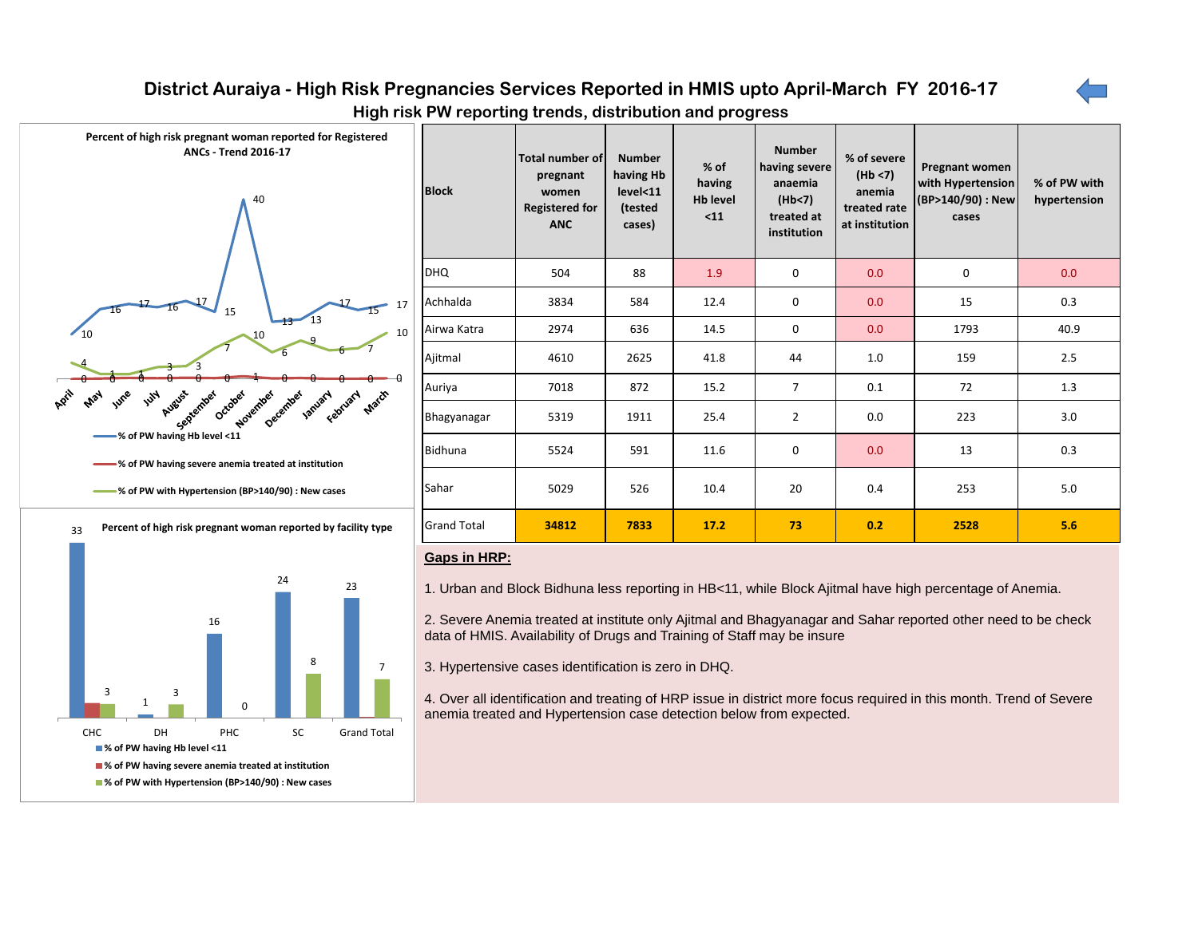# District Auraiya - High Risk Pregnancies Services Reported in HMIS upto April-March FY 2016-17

## High risk PW reporting trends, distribution and progress

**Percent of high risk pregnant woman reported for Registered ANCs - Trend 2016-17**

| Month | % of PW having Hb level <11 | % of PW having severe anemia treated at institution | % of PW with Hypertension (BP>140/90) : New cases |
|---|---|---|---|
| April | 10 | 0 | 4 |
| May | 16 | 0 | 1 |
| June | 17 | 0 | 1 |
| July | 16 | 0 | 3 |
| August | 17 | 0 | 3 |
| September | 15 | 0 | 7 |
| October | 40 | 1 | 10 |
| November | 13 | 0 | 6 |
| December | 13 | 0 | 9 |
| January | 17 | 0 | 6 |
| February | 15 | 0 | 7 |
| March | 17 | 0 | 10 |

**Percent of high risk pregnant woman reported by facility type**

| Facility type | % of PW having Hb level <11 | % of PW having severe anemia treated at institution | % of PW with Hypertension (BP>140/90) : New cases |
|---|---|---|---|
| CHC | 33 | | 3 |
| DH | 1 | | 3 |
| PHC | 16 | | 0 |
| SC | 24 | | 8 |
| Grand Total | 23 | | 7 |

| Block | Total number of pregnant women Registered for ANC | Number having Hb level<11 (tested cases) | % of having Hb level <11 | Number having severe anaemia (Hb<7) treated at institution | % of severe (Hb <7) anemia treated rate at institution | Pregnant women with Hypertension (BP>140/90) : New cases | % of PW with hypertension |
|---|---|---|---|---|---|---|---|
| DHQ | 504 | 88 | 1.9 | 0 | 0.0 | 0 | 0.0 |
| Achhalda | 3834 | 584 | 12.4 | 0 | 0.0 | 15 | 0.3 |
| Airwa Katra | 2974 | 636 | 14.5 | 0 | 0.0 | 1793 | 40.9 |
| Ajitmal | 4610 | 2625 | 41.8 | 44 | 1.0 | 159 | 2.5 |
| Auriya | 7018 | 872 | 15.2 | 7 | 0.1 | 72 | 1.3 |
| Bhagyanagar | 5319 | 1911 | 25.4 | 2 | 0.0 | 223 | 3.0 |
| Bidhuna | 5524 | 591 | 11.6 | 0 | 0.0 | 13 | 0.3 |
| Sahar | 5029 | 526 | 10.4 | 20 | 0.4 | 253 | 5.0 |
| **Grand Total** | **34812** | **7833** | **17.2** | **73** | **0.2** | **2528** | **5.6** |

**Gaps in HRP:**

1. Urban and Block Bidhuna less reporting in HB<11, while Block Ajitmal have high percentage of Anemia.

2. Severe Anemia treated at institute only Ajitmal and Bhagyanagar and Sahar reported other need to be check data of HMIS. Availability of Drugs and Training of Staff may be insure

3. Hypertensive cases identification is zero in DHQ.

4. Over all identification and treating of HRP issue in district more focus required in this month. Trend of Severe anemia treated and Hypertension case detection below from expected.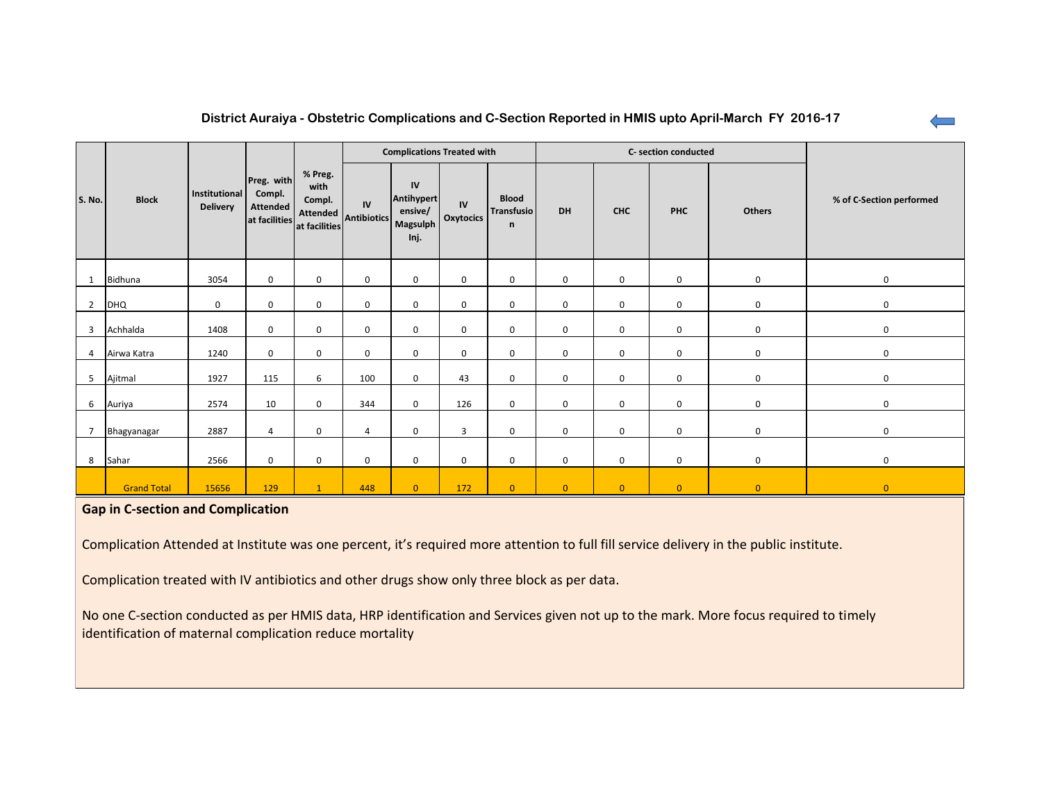# District Auraiya - Obstetric Complications and C-Section Reported in HMIS upto April-March FY 2016-17

| S. No. | Block | Institutional Delivery | Preg. with Compl. Attended at facilities | % Preg. with Compl. Attended at facilities | Complications Treated with | | | | C- section conducted | | | | % of C-Section performed |
|---|---|---|---|---|---|---|---|---|---|---|---|---|---|
| | | | | | IV Antibiotics | IV Antihypertensive/ Magsulph Inj. | IV Oxytocics | Blood Transfusion | DH | CHC | PHC | Others | |
| 1 | Bidhuna | 3054 | 0 | 0 | 0 | 0 | 0 | 0 | 0 | 0 | 0 | 0 | 0 |
| 2 | DHQ | 0 | 0 | 0 | 0 | 0 | 0 | 0 | 0 | 0 | 0 | 0 | 0 |
| 3 | Achhalda | 1408 | 0 | 0 | 0 | 0 | 0 | 0 | 0 | 0 | 0 | 0 | 0 |
| 4 | Airwa Katra | 1240 | 0 | 0 | 0 | 0 | 0 | 0 | 0 | 0 | 0 | 0 | 0 |
| 5 | Ajitmal | 1927 | 115 | 6 | 100 | 0 | 43 | 0 | 0 | 0 | 0 | 0 | 0 |
| 6 | Auriya | 2574 | 10 | 0 | 344 | 0 | 126 | 0 | 0 | 0 | 0 | 0 | 0 |
| 7 | Bhagyanagar | 2887 | 4 | 0 | 4 | 0 | 3 | 0 | 0 | 0 | 0 | 0 | 0 |
| 8 | Sahar | 2566 | 0 | 0 | 0 | 0 | 0 | 0 | 0 | 0 | 0 | 0 | 0 |
| | Grand Total | 15656 | 129 | 1 | 448 | 0 | 172 | 0 | 0 | 0 | 0 | 0 | 0 |

**Gap in C-section and Complication**

Complication Attended at Institute was one percent, it's required more attention to full fill service delivery in the public institute.

Complication treated with IV antibiotics and other drugs show only three block as per data.

No one C-section conducted as per HMIS data, HRP identification and Services given not up to the mark. More focus required to timely identification of maternal complication reduce mortality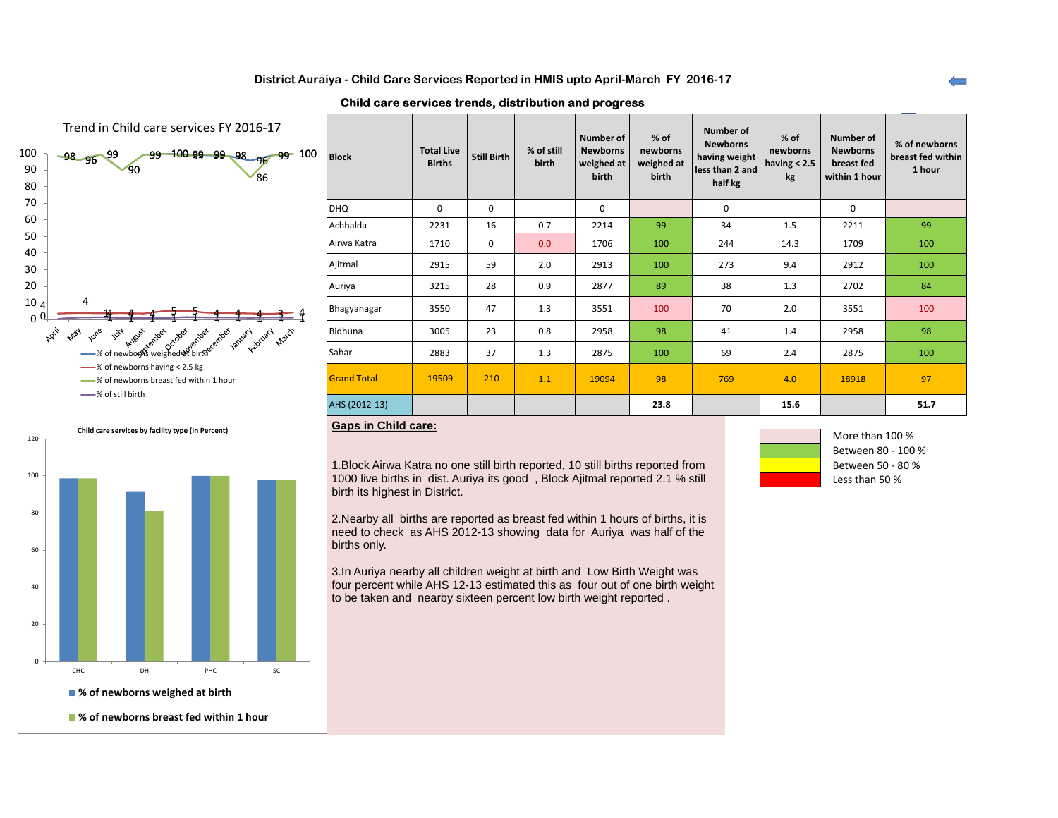# District Auraiya - Child Care Services Reported in HMIS upto April-March FY 2016-17

## Child care services trends, distribution and progress

**Trend in Child care services FY 2016-17**

- % of newborns weighed at birth
- % of newborns having < 2.5 kg
- % of newborns breast fed within 1 hour
- % of still birth

| Month | April | May | June | July | August | September | October | November | December | January | February | March |
|---|---|---|---|---|---|---|---|---|---|---|---|---|
| % of newborns breast fed within 1 hour | 98 | 96 | 99 | 90 | 99 | 100 | 99 | 99 | 98 | 86 | 99 | 100 |
| % of newborns weighed at birth | | | | | 99 | 100 | 99 | 99 | 98 | 96 | 99 | 100 |
| % of newborns having < 2.5 kg | 4 | 4 | 4 | 4 | 4 | 5 | 5 | 4 | 4 | 4 | 3 | 4 |
| % of still birth | 0 | 1 | 1 | 1 | 1 | 1 | 1 | 1 | 1 | 1 | 1 | 1 |

| Block | Total Live Births | Still Birth | % of still birth | Number of Newborns weighed at birth | % of newborns weighed at birth | Number of Newborns having weight less than 2 and half kg | % of newborns having < 2.5 kg | Number of Newborns breast fed within 1 hour | % of newborns breast fed within 1 hour |
|---|---|---|---|---|---|---|---|---|---|
| DHQ | 0 | 0 | | 0 | | 0 | | 0 | |
| Achhalda | 2231 | 16 | 0.7 | 2214 | 99 | 34 | 1.5 | 2211 | 99 |
| Airwa Katra | 1710 | 0 | 0.0 | 1706 | 100 | 244 | 14.3 | 1709 | 100 |
| Ajitmal | 2915 | 59 | 2.0 | 2913 | 100 | 273 | 9.4 | 2912 | 100 |
| Auriya | 3215 | 28 | 0.9 | 2877 | 89 | 38 | 1.3 | 2702 | 84 |
| Bhagyanagar | 3550 | 47 | 1.3 | 3551 | 100 | 70 | 2.0 | 3551 | 100 |
| Bidhuna | 3005 | 23 | 0.8 | 2958 | 98 | 41 | 1.4 | 2958 | 98 |
| Sahar | 2883 | 37 | 1.3 | 2875 | 100 | 69 | 2.4 | 2875 | 100 |
| Grand Total | 19509 | 210 | 1.1 | 19094 | 98 | 769 | 4.0 | 18918 | 97 |
| AHS (2012-13) | | | | | 23.8 | | 15.6 | | 51.7 |

| Legend | |
|---|---|
| More than 100 % | |
| Between 80 - 100 % | |
| Between 50 - 80 % | |
| Less than 50 % | |

**Child care services by facility type (In Percent)**

| Facility | % of newborns weighed at birth | % of newborns breast fed within 1 hour |
|---|---|---|
| CHC | 98 | 98 |
| DH | 91 | 81 |
| PHC | 100 | 100 |
| SC | 98 | 98 |

**Gaps in Child care:**

1.Block Airwa Katra no one still birth reported, 10 still births reported from 1000 live births in dist. Auriya its good , Block Ajitmal reported 2.1 % still birth its highest in District.

2.Nearby all births are reported as breast fed within 1 hours of births, it is need to check as AHS 2012-13 showing data for Auriya was half of the births only.

3.In Auriya nearby all children weight at birth and Low Birth Weight was four percent while AHS 12-13 estimated this as four out of one birth weight to be taken and nearby sixteen percent low birth weight reported .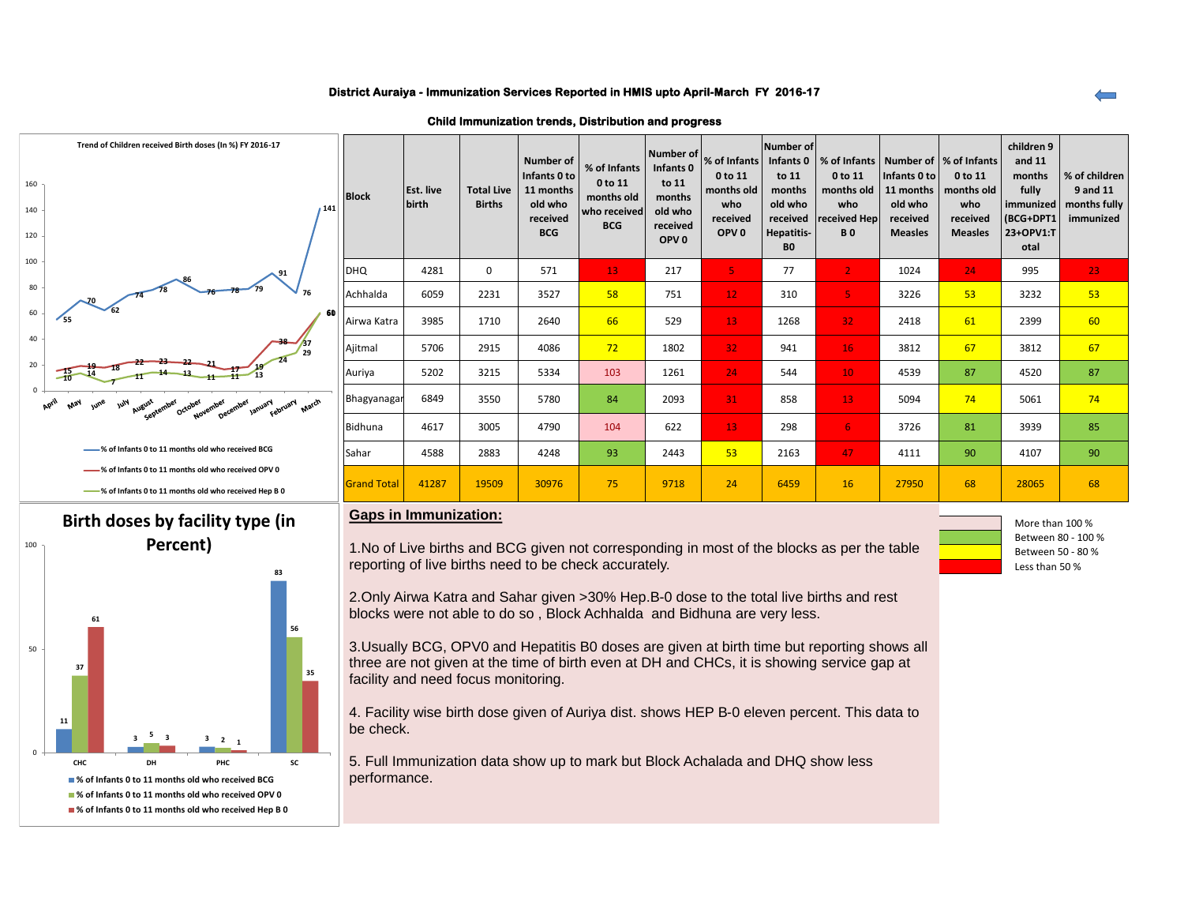## District Auraiya - Immunization Services Reported in HMIS upto April-March FY 2016-17

### Child Immunization trends, Distribution and progress

Trend of Children received Birth doses (In %) FY 2016-17

| Month | % of Infants 0 to 11 months old who received BCG | % of Infants 0 to 11 months old who received OPV 0 | % of Infants 0 to 11 months old who received Hep B 0 |
|---|---|---|---|
| April | 55 | 15 | 10 |
| May | 70 | 19 | 14 |
| June | 62 | 18 | 7 |
| July | 74 | 22 | 11 |
| August | 78 | 23 | 14 |
| September | 86 | 22 | 13 |
| October | 76 | 21 | 11 |
| November | 78 | 17 | 11 |
| December | 79 | 19 | 13 |
| January | 91 | 38 | 24 |
| February | 76 | 37 | 29 |
| March | 141 | 60 | 60 |

Birth doses by facility type (in Percent)

| Facility | % of Infants 0 to 11 months old who received BCG | % of Infants 0 to 11 months old who received OPV 0 | % of Infants 0 to 11 months old who received Hep B 0 |
|---|---|---|---|
| CHC | 11 | 37 | 61 |
| DH | 3 | 5 | 3 |
| PHC | 3 | 2 | 1 |
| SC | 83 | 56 | 35 |

| Block | Est. live birth | Total Live Births | Number of Infants 0 to 11 months old who received BCG | % of Infants 0 to 11 months old who received BCG | Number of Infants 0 to 11 months old who received OPV 0 | % of Infants 0 to 11 months old who received OPV 0 | Number of Infants 0 to 11 months old who received Hepatitis-B0 | % of Infants 0 to 11 months old who received Hep B 0 | Number of Infants 0 to 11 months old who received Measles | % of Infants 0 to 11 months old who received Measles | children 9 and 11 months fully immunized (BCG+DPT123+OPV1:Total | % of children 9 and 11 months fully immunized |
|---|---|---|---|---|---|---|---|---|---|---|---|---|
| DHQ | 4281 | 0 | 571 | 13 | 217 | 5 | 77 | 2 | 1024 | 24 | 995 | 23 |
| Achhalda | 6059 | 2231 | 3527 | 58 | 751 | 12 | 310 | 5 | 3226 | 53 | 3232 | 53 |
| Airwa Katra | 3985 | 1710 | 2640 | 66 | 529 | 13 | 1268 | 32 | 2418 | 61 | 2399 | 60 |
| Ajitmal | 5706 | 2915 | 4086 | 72 | 1802 | 32 | 941 | 16 | 3812 | 67 | 3812 | 67 |
| Auriya | 5202 | 3215 | 5334 | 103 | 1261 | 24 | 544 | 10 | 4539 | 87 | 4520 | 87 |
| Bhagyanagar | 6849 | 3550 | 5780 | 84 | 2093 | 31 | 858 | 13 | 5094 | 74 | 5061 | 74 |
| Bidhuna | 4617 | 3005 | 4790 | 104 | 622 | 13 | 298 | 6 | 3726 | 81 | 3939 | 85 |
| Sahar | 4588 | 2883 | 4248 | 93 | 2443 | 53 | 2163 | 47 | 4111 | 90 | 4107 | 90 |
| Grand Total | 41287 | 19509 | 30976 | 75 | 9718 | 24 | 6459 | 16 | 27950 | 68 | 28065 | 68 |

Legend:
- More than 100 %
- Between 80 - 100 %
- Between 50 - 80 %
- Less than 50 %

**Gaps in Immunization:**

1.No of Live births and BCG given not corresponding in most of the blocks as per the table reporting of live births need to be check accurately.

2.Only Airwa Katra and Sahar given >30% Hep.B-0 dose to the total live births and rest blocks were not able to do so , Block Achhalda and Bidhuna are very less.

3.Usually BCG, OPV0 and Hepatitis B0 doses are given at birth time but reporting shows all three are not given at the time of birth even at DH and CHCs, it is showing service gap at facility and need focus monitoring.

4. Facility wise birth dose given of Auriya dist. shows HEP B-0 eleven percent. This data to be check.

5. Full Immunization data show up to mark but Block Achalada and DHQ show less performance.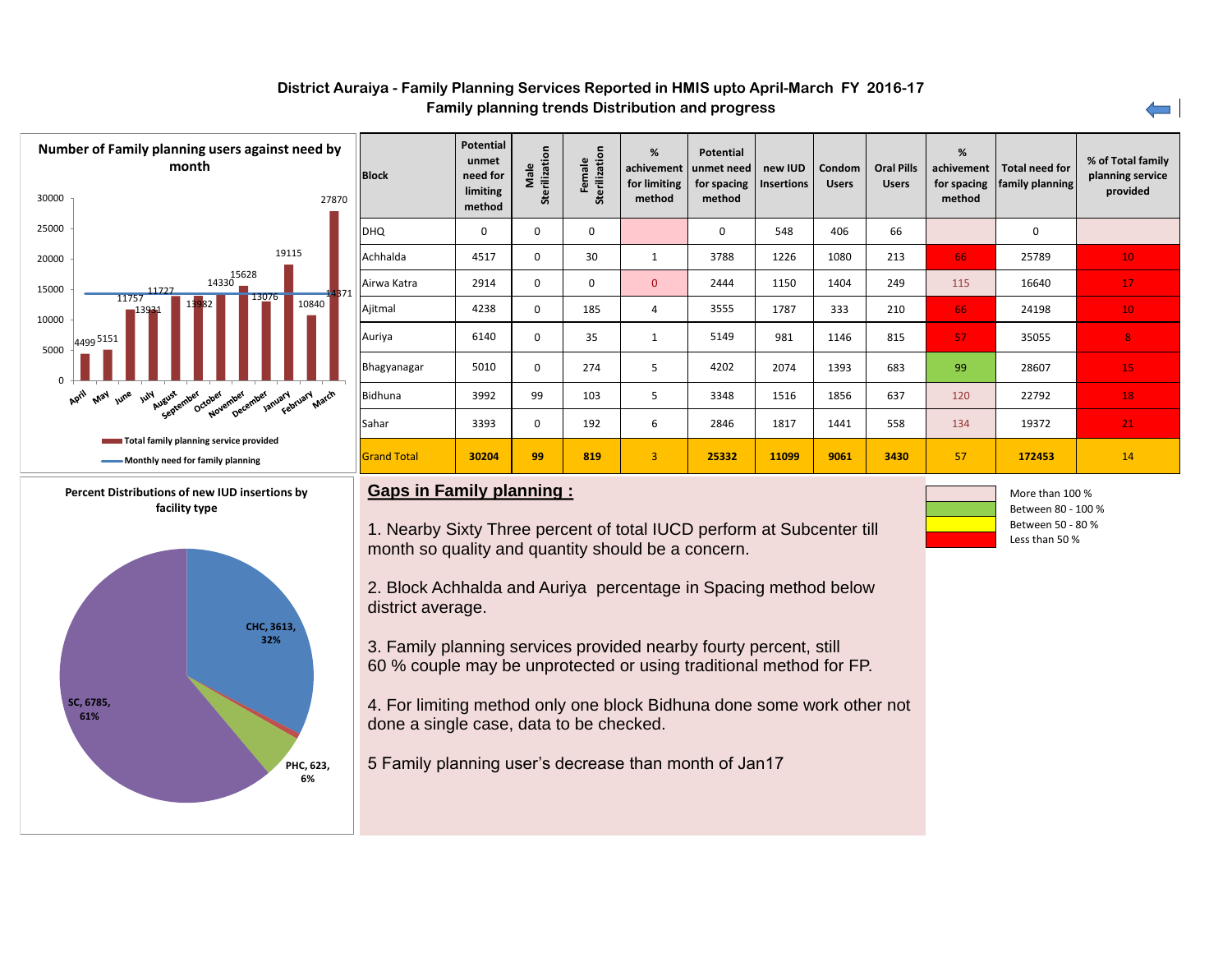# District Auraiya - Family Planning Services Reported in HMIS upto April-March FY 2016-17

## Family planning trends Distribution and progress

**Number of Family planning users against need by month**

| Month | Total family planning service provided |
|---|---|
| April | 4499 |
| May | 5151 |
| June | 11757 |
| July | 11727 |
| August | 13931 |
| September | 13982 |
| October | 14330 |
| November | 15628 |
| December | 13076 |
| January | 19115 |
| February | 10840 |
| March | 27870 |

Monthly need for family planning: 14371

| Block | Potential unmet need for limiting method | Male Sterilization | Female Sterilization | % achievement for limiting method | Potential unmet need for spacing method | new IUD Insertions | Condom Users | Oral Pills Users | % achivement for spacing method | Total need for family planning | % of Total family planning service provided |
|---|---|---|---|---|---|---|---|---|---|---|---|
| DHQ | 0 | 0 | 0 | | 0 | 548 | 406 | 66 | | 0 | |
| Achhalda | 4517 | 0 | 30 | 1 | 3788 | 1226 | 1080 | 213 | 66 | 25789 | 10 |
| Airwa Katra | 2914 | 0 | 0 | 0 | 2444 | 1150 | 1404 | 249 | 115 | 16640 | 17 |
| Ajitmal | 4238 | 0 | 185 | 4 | 3555 | 1787 | 333 | 210 | 66 | 24198 | 10 |
| Auriya | 6140 | 0 | 35 | 1 | 5149 | 981 | 1146 | 815 | 57 | 35055 | 8 |
| Bhagyanagar | 5010 | 0 | 274 | 5 | 4202 | 2074 | 1393 | 683 | 99 | 28607 | 15 |
| Bidhuna | 3992 | 99 | 103 | 5 | 3348 | 1516 | 1856 | 637 | 120 | 22792 | 18 |
| Sahar | 3393 | 0 | 192 | 6 | 2846 | 1817 | 1441 | 558 | 134 | 19372 | 21 |
| **Grand Total** | **30204** | **99** | **819** | 3 | **25332** | **11099** | **9061** | **3430** | 57 | **172453** | 14 |

**Percent Distributions of new IUD insertions by facility type**

- CHC, 3613, 32%
- PHC, 623, 6%
- SC, 6785, 61%

## Gaps in Family planning :

1. Nearby Sixty Three percent of total IUCD perform at Subcenter till month so quality and quantity should be a concern.

2. Block Achhalda and Auriya percentage in Spacing method below district average.

3. Family planning services provided nearby fourty percent, still 60 % couple may be unprotected or using traditional method for FP.

4. For limiting method only one block Bidhuna done some work other not done a single case, data to be checked.

5 Family planning user's decrease than month of Jan17

Legend:
- More than 100 %
- Between 80 - 100 %
- Between 50 - 80 %
- Less than 50 %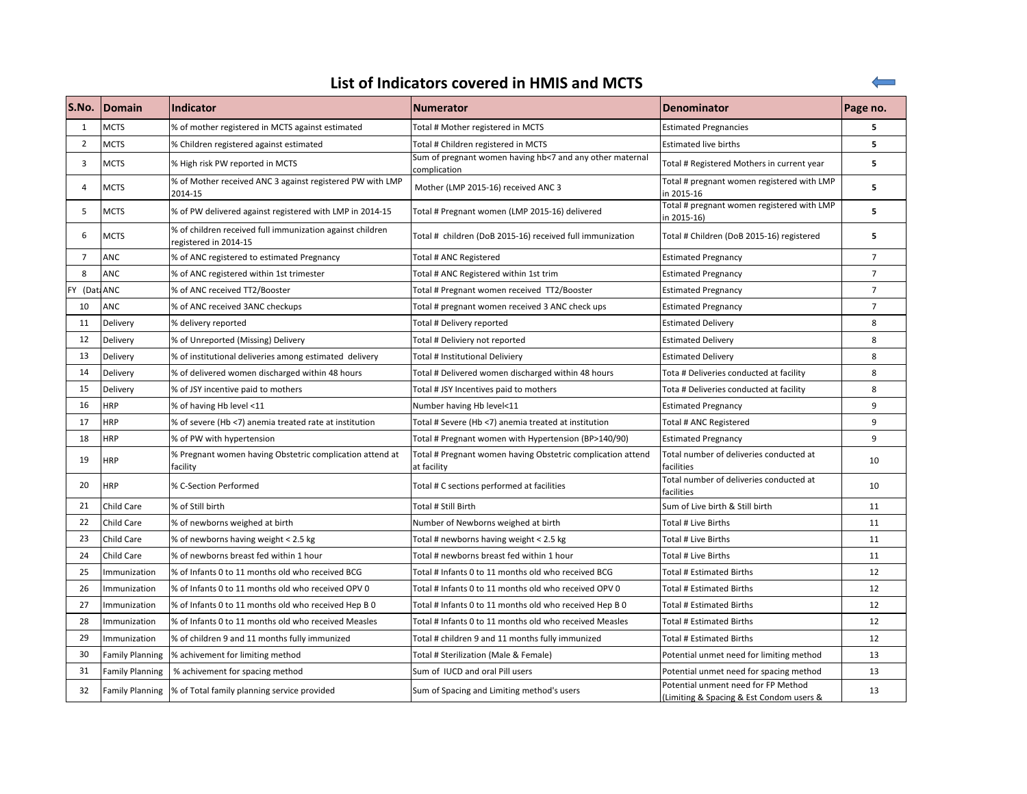# List of Indicators covered in HMIS and MCTS

| S.No. | Domain | Indicator | Numerator | Denominator | Page no. |
|---|---|---|---|---|---|
| 1 | MCTS | % of mother registered in MCTS against estimated | Total # Mother registered in MCTS | Estimated Pregnancies | **5** |
| 2 | MCTS | % Children registered against estimated | Total # Children registered in MCTS | Estimated live births | **5** |
| 3 | MCTS | % High risk PW reported in MCTS | Sum of pregnant women having hb<7 and any other maternal complication | Total # Registered Mothers in current year | **5** |
| 4 | MCTS | % of Mother received ANC 3 against registered PW with LMP 2014-15 | Mother (LMP 2015-16) received ANC 3 | Total # pregnant women registered with LMP in 2015-16 | **5** |
| 5 | MCTS | % of PW delivered against registered with LMP in 2014-15 | Total # Pregnant women (LMP 2015-16) delivered | Total # pregnant women registered with LMP in 2015-16) | **5** |
| 6 | MCTS | % of children received full immunization against children registered in 2014-15 | Total # children (DoB 2015-16) received full immunization | Total # Children (DoB 2015-16) registered | **5** |
| 7 | ANC | % of ANC registered to estimated Pregnancy | Total # ANC Registered | Estimated Pregnancy | 7 |
| 8 | ANC | % of ANC registered within 1st trimester | Total # ANC Registered within 1st trim | Estimated Pregnancy | 7 |
| FY (Dat | ANC | % of ANC received TT2/Booster | Total # Pregnant women received TT2/Booster | Estimated Pregnancy | 7 |
| 10 | ANC | % of ANC received 3ANC checkups | Total # pregnant women received 3 ANC check ups | Estimated Pregnancy | 7 |
| 11 | Delivery | % delivery reported | Total # Delivery reported | Estimated Delivery | 8 |
| 12 | Delivery | % of Unreported (Missing) Delivery | Total # Deliviery not reported | Estimated Delivery | 8 |
| 13 | Delivery | % of institutional deliveries among estimated delivery | Total # Institutional Deliviery | Estimated Delivery | 8 |
| 14 | Delivery | % of delivered women discharged within 48 hours | Total # Delivered women discharged within 48 hours | Tota # Deliveries conducted at facility | 8 |
| 15 | Delivery | % of JSY incentive paid to mothers | Total # JSY Incentives paid to mothers | Tota # Deliveries conducted at facility | 8 |
| 16 | HRP | % of having Hb level <11 | Number having Hb level<11 | Estimated Pregnancy | 9 |
| 17 | HRP | % of severe (Hb <7) anemia treated rate at institution | Total # Severe (Hb <7) anemia treated at institution | Total # ANC Registered | 9 |
| 18 | HRP | % of PW with hypertension | Total # Pregnant women with Hypertension (BP>140/90) | Estimated Pregnancy | 9 |
| 19 | HRP | % Pregnant women having Obstetric complication attend at facility | Total # Pregnant women having Obstetric complication attend at facility | Total number of deliveries conducted at facilities | 10 |
| 20 | HRP | % C-Section Performed | Total # C sections performed at facilities | Total number of deliveries conducted at facilities | 10 |
| 21 | Child Care | % of Still birth | Total # Still Birth | Sum of Live birth & Still birth | 11 |
| 22 | Child Care | % of newborns weighed at birth | Number of Newborns weighed at birth | Total # Live Births | 11 |
| 23 | Child Care | % of newborns having weight < 2.5 kg | Total # newborns having weight < 2.5 kg | Total # Live Births | 11 |
| 24 | Child Care | % of newborns breast fed within 1 hour | Total # newborns breast fed within 1 hour | Total # Live Births | 11 |
| 25 | Immunization | % of Infants 0 to 11 months old who received BCG | Total # Infants 0 to 11 months old who received BCG | Total # Estimated Births | 12 |
| 26 | Immunization | % of Infants 0 to 11 months old who received OPV 0 | Total # Infants 0 to 11 months old who received OPV 0 | Total # Estimated Births | 12 |
| 27 | Immunization | % of Infants 0 to 11 months old who received Hep B 0 | Total # Infants 0 to 11 months old who received Hep B 0 | Total # Estimated Births | 12 |
| 28 | Immunization | % of Infants 0 to 11 months old who received Measles | Total # Infants 0 to 11 months old who received Measles | Total # Estimated Births | 12 |
| 29 | Immunization | % of children 9 and 11 months fully immunized | Total # children 9 and 11 months fully immunized | Total # Estimated Births | 12 |
| 30 | Family Planning | % achivement for limiting method | Total # Sterilization (Male & Female) | Potential unmet need for limiting method | 13 |
| 31 | Family Planning | % achivement for spacing method | Sum of IUCD and oral Pill users | Potential unmet need for spacing method | 13 |
| 32 | Family Planning | % of Total family planning service provided | Sum of Spacing and Limiting method's users | Potential unment need for FP Method (Limiting & Spacing & Est Condom users & | 13 |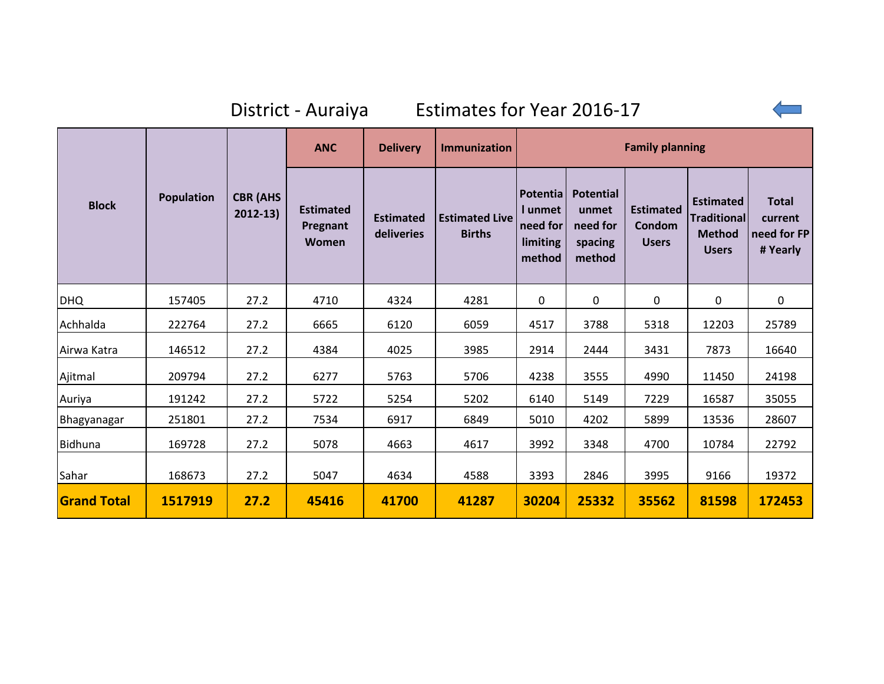# District - Auraiya Estimates for Year 2016-17

| Block | Population | CBR (AHS 2012-13) | ANC | Delivery | Immunization | Family planning | | | | |
|---|---|---|---|---|---|---|---|---|---|---|
| | | | Estimated Pregnant Women | Estimated deliveries | Estimated Live Births | Potential unmet need for limiting method | Potential unmet need for spacing method | Estimated Condom Users | Estimated Traditional Method Users | Total current need for FP # Yearly |
| DHQ | 157405 | 27.2 | 4710 | 4324 | 4281 | 0 | 0 | 0 | 0 | 0 |
| Achhalda | 222764 | 27.2 | 6665 | 6120 | 6059 | 4517 | 3788 | 5318 | 12203 | 25789 |
| Airwa Katra | 146512 | 27.2 | 4384 | 4025 | 3985 | 2914 | 2444 | 3431 | 7873 | 16640 |
| Ajitmal | 209794 | 27.2 | 6277 | 5763 | 5706 | 4238 | 3555 | 4990 | 11450 | 24198 |
| Auriya | 191242 | 27.2 | 5722 | 5254 | 5202 | 6140 | 5149 | 7229 | 16587 | 35055 |
| Bhagyanagar | 251801 | 27.2 | 7534 | 6917 | 6849 | 5010 | 4202 | 5899 | 13536 | 28607 |
| Bidhuna | 169728 | 27.2 | 5078 | 4663 | 4617 | 3992 | 3348 | 4700 | 10784 | 22792 |
| Sahar | 168673 | 27.2 | 5047 | 4634 | 4588 | 3393 | 2846 | 3995 | 9166 | 19372 |
| **Grand Total** | **1517919** | **27.2** | **45416** | **41700** | **41287** | **30204** | **25332** | **35562** | **81598** | **172453** |